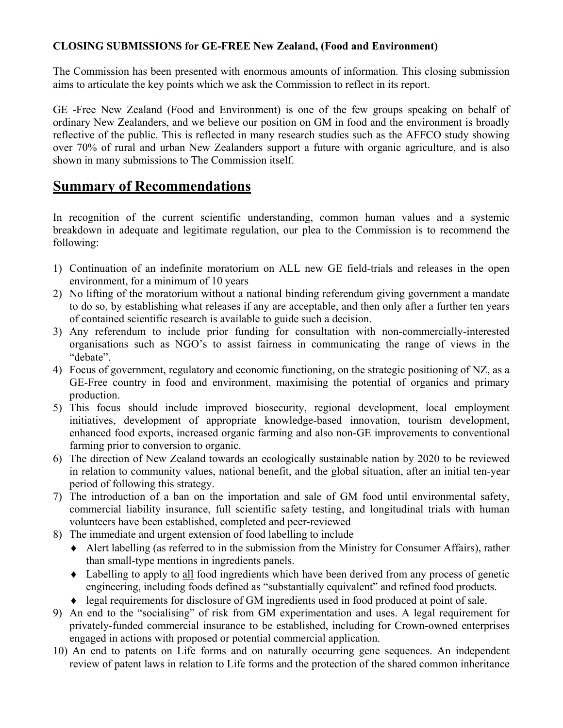**CLOSING SUBMISSIONS for GE-FREE New Zealand, (Food and Environment)**

The Commission has been presented with enormous amounts of information. This closing submission aims to articulate the key points which we ask the Commission to reflect in its report.

GE -Free New Zealand (Food and Environment) is one of the few groups speaking on behalf of ordinary New Zealanders, and we believe our position on GM in food and the environment is broadly reflective of the public. This is reflected in many research studies such as the AFFCO study showing over 70% of rural and urban New Zealanders support a future with organic agriculture, and is also shown in many submissions to The Commission itself.

## Summary of Recommendations

In recognition of the current scientific understanding, common human values and a systemic breakdown in adequate and legitimate regulation, our plea to the Commission is to recommend the following:

1) Continuation of an indefinite moratorium on ALL new GE field-trials and releases in the open environment, for a minimum of 10 years
2) No lifting of the moratorium without a national binding referendum giving government a mandate to do so, by establishing what releases if any are acceptable, and then only after a further ten years of contained scientific research is available to guide such a decision.
3) Any referendum to include prior funding for consultation with non-commercially-interested organisations such as NGO's to assist fairness in communicating the range of views in the "debate".
4) Focus of government, regulatory and economic functioning, on the strategic positioning of NZ, as a GE-Free country in food and environment, maximising the potential of organics and primary production.
5) This focus should include improved biosecurity, regional development, local employment initiatives, development of appropriate knowledge-based innovation, tourism development, enhanced food exports, increased organic farming and also non-GE improvements to conventional farming prior to conversion to organic.
6) The direction of New Zealand towards an ecologically sustainable nation by 2020 to be reviewed in relation to community values, national benefit, and the global situation, after an initial ten-year period of following this strategy.
7) The introduction of a ban on the importation and sale of GM food until environmental safety, commercial liability insurance, full scientific safety testing, and longitudinal trials with human volunteers have been established, completed and peer-reviewed
8) The immediate and urgent extension of food labelling to include
   - Alert labelling (as referred to in the submission from the Ministry for Consumer Affairs), rather than small-type mentions in ingredients panels.
   - Labelling to apply to <u>all</u> food ingredients which have been derived from any process of genetic engineering, including foods defined as "substantially equivalent" and refined food products.
   - legal requirements for disclosure of GM ingredients used in food produced at point of sale.
9) An end to the "socialising" of risk from GM experimentation and uses. A legal requirement for privately-funded commercial insurance to be established, including for Crown-owned enterprises engaged in actions with proposed or potential commercial application.
10) An end to patents on Life forms and on naturally occurring gene sequences. An independent review of patent laws in relation to Life forms and the protection of the shared common inheritance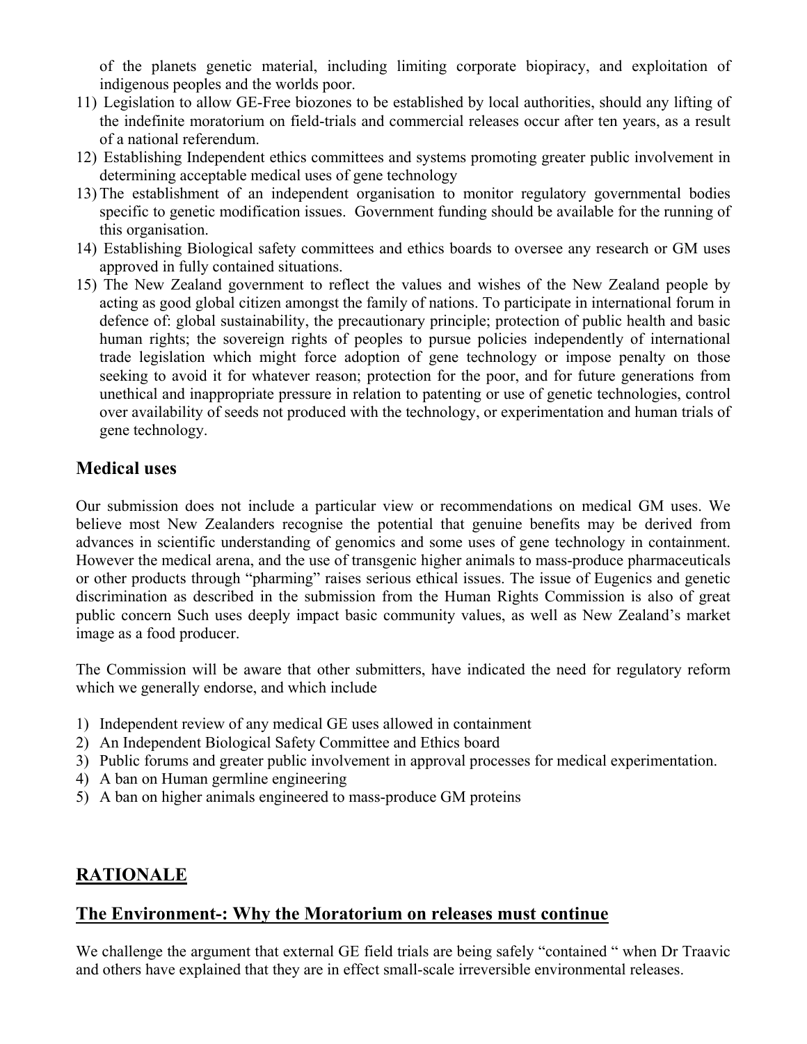of the planets genetic material, including limiting corporate biopiracy, and exploitation of indigenous peoples and the worlds poor.

11) Legislation to allow GE-Free biozones to be established by local authorities, should any lifting of the indefinite moratorium on field-trials and commercial releases occur after ten years, as a result of a national referendum.
12) Establishing Independent ethics committees and systems promoting greater public involvement in determining acceptable medical uses of gene technology
13) The establishment of an independent organisation to monitor regulatory governmental bodies specific to genetic modification issues. Government funding should be available for the running of this organisation.
14) Establishing Biological safety committees and ethics boards to oversee any research or GM uses approved in fully contained situations.
15) The New Zealand government to reflect the values and wishes of the New Zealand people by acting as good global citizen amongst the family of nations. To participate in international forum in defence of: global sustainability, the precautionary principle; protection of public health and basic human rights; the sovereign rights of peoples to pursue policies independently of international trade legislation which might force adoption of gene technology or impose penalty on those seeking to avoid it for whatever reason; protection for the poor, and for future generations from unethical and inappropriate pressure in relation to patenting or use of genetic technologies, control over availability of seeds not produced with the technology, or experimentation and human trials of gene technology.

## Medical uses

Our submission does not include a particular view or recommendations on medical GM uses. We believe most New Zealanders recognise the potential that genuine benefits may be derived from advances in scientific understanding of genomics and some uses of gene technology in containment. However the medical arena, and the use of transgenic higher animals to mass-produce pharmaceuticals or other products through "pharming" raises serious ethical issues. The issue of Eugenics and genetic discrimination as described in the submission from the Human Rights Commission is also of great public concern Such uses deeply impact basic community values, as well as New Zealand's market image as a food producer.

The Commission will be aware that other submitters, have indicated the need for regulatory reform which we generally endorse, and which include

1) Independent review of any medical GE uses allowed in containment
2) An Independent Biological Safety Committee and Ethics board
3) Public forums and greater public involvement in approval processes for medical experimentation.
4) A ban on Human germline engineering
5) A ban on higher animals engineered to mass-produce GM proteins

## RATIONALE

## The Environment-: Why the Moratorium on releases must continue

We challenge the argument that external GE field trials are being safely "contained " when Dr Traavic and others have explained that they are in effect small-scale irreversible environmental releases.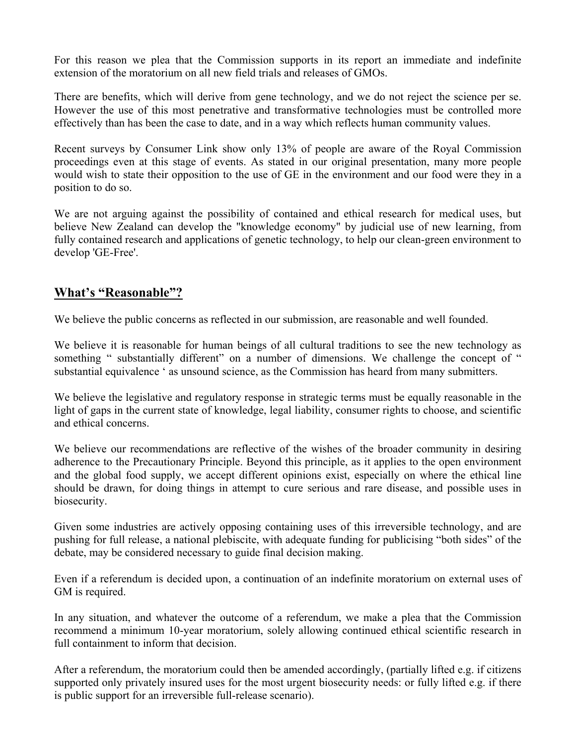For this reason we plea that the Commission supports in its report an immediate and indefinite extension of the moratorium on all new field trials and releases of GMOs.

There are benefits, which will derive from gene technology, and we do not reject the science per se. However the use of this most penetrative and transformative technologies must be controlled more effectively than has been the case to date, and in a way which reflects human community values.

Recent surveys by Consumer Link show only 13% of people are aware of the Royal Commission proceedings even at this stage of events. As stated in our original presentation, many more people would wish to state their opposition to the use of GE in the environment and our food were they in a position to do so.

We are not arguing against the possibility of contained and ethical research for medical uses, but believe New Zealand can develop the "knowledge economy" by judicial use of new learning, from fully contained research and applications of genetic technology, to help our clean-green environment to develop 'GE-Free'.

## What's "Reasonable"?

We believe the public concerns as reflected in our submission, are reasonable and well founded.

We believe it is reasonable for human beings of all cultural traditions to see the new technology as something " substantially different" on a number of dimensions. We challenge the concept of " substantial equivalence ' as unsound science, as the Commission has heard from many submitters.

We believe the legislative and regulatory response in strategic terms must be equally reasonable in the light of gaps in the current state of knowledge, legal liability, consumer rights to choose, and scientific and ethical concerns.

We believe our recommendations are reflective of the wishes of the broader community in desiring adherence to the Precautionary Principle. Beyond this principle, as it applies to the open environment and the global food supply, we accept different opinions exist, especially on where the ethical line should be drawn, for doing things in attempt to cure serious and rare disease, and possible uses in biosecurity.

Given some industries are actively opposing containing uses of this irreversible technology, and are pushing for full release, a national plebiscite, with adequate funding for publicising "both sides" of the debate, may be considered necessary to guide final decision making.

Even if a referendum is decided upon, a continuation of an indefinite moratorium on external uses of GM is required.

In any situation, and whatever the outcome of a referendum, we make a plea that the Commission recommend a minimum 10-year moratorium, solely allowing continued ethical scientific research in full containment to inform that decision.

After a referendum, the moratorium could then be amended accordingly, (partially lifted e.g. if citizens supported only privately insured uses for the most urgent biosecurity needs: or fully lifted e.g. if there is public support for an irreversible full-release scenario).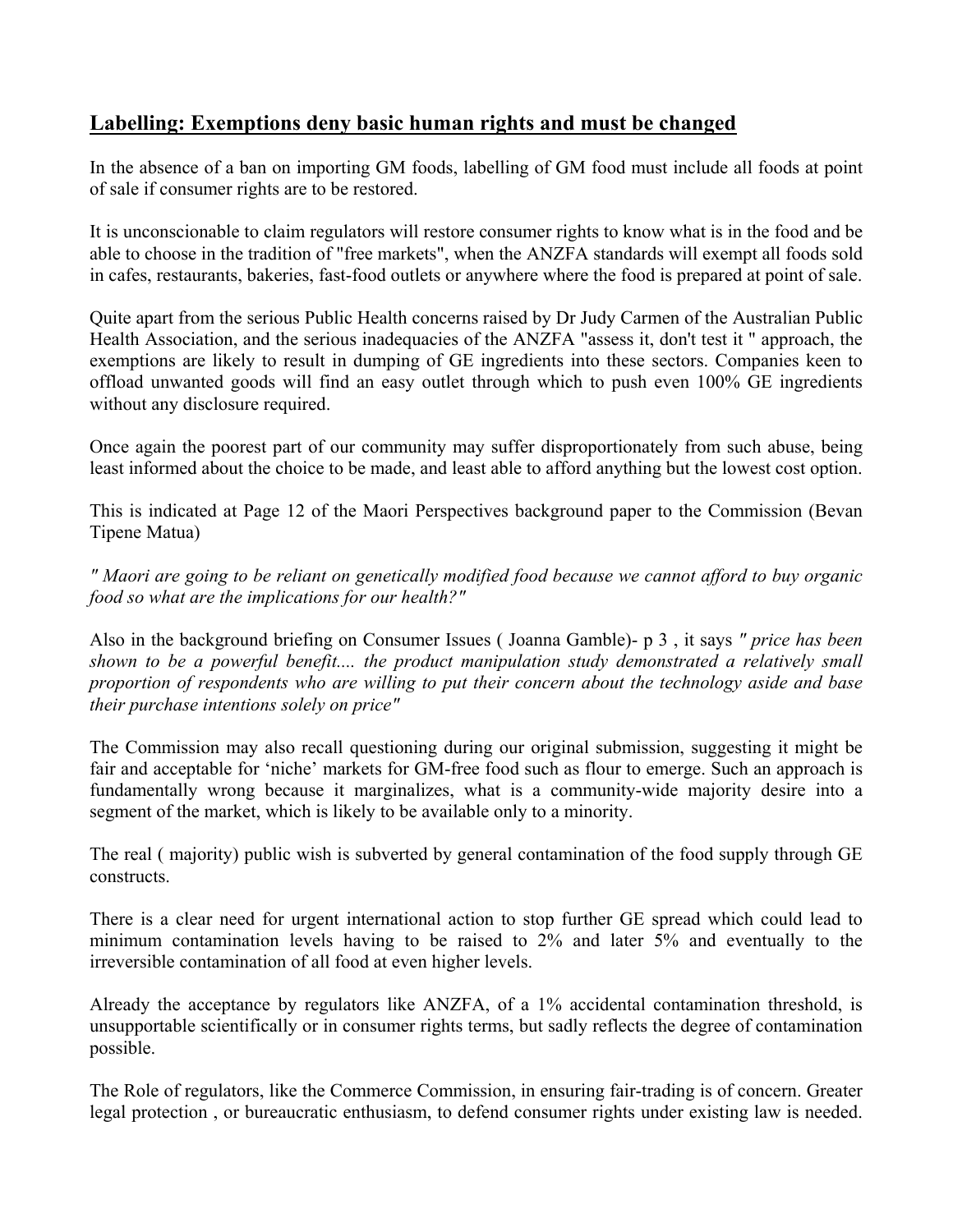## **Labelling: Exemptions deny basic human rights and must be changed**

In the absence of a ban on importing GM foods, labelling of GM food must include all foods at point of sale if consumer rights are to be restored.

It is unconscionable to claim regulators will restore consumer rights to know what is in the food and be able to choose in the tradition of "free markets", when the ANZFA standards will exempt all foods sold in cafes, restaurants, bakeries, fast-food outlets or anywhere where the food is prepared at point of sale.

Quite apart from the serious Public Health concerns raised by Dr Judy Carmen of the Australian Public Health Association, and the serious inadequacies of the ANZFA "assess it, don't test it " approach, the exemptions are likely to result in dumping of GE ingredients into these sectors. Companies keen to offload unwanted goods will find an easy outlet through which to push even 100% GE ingredients without any disclosure required.

Once again the poorest part of our community may suffer disproportionately from such abuse, being least informed about the choice to be made, and least able to afford anything but the lowest cost option.

This is indicated at Page 12 of the Maori Perspectives background paper to the Commission (Bevan Tipene Matua)

*" Maori are going to be reliant on genetically modified food because we cannot afford to buy organic food so what are the implications for our health?"*

Also in the background briefing on Consumer Issues ( Joanna Gamble)- p 3 , it says *" price has been shown to be a powerful benefit.... the product manipulation study demonstrated a relatively small proportion of respondents who are willing to put their concern about the technology aside and base their purchase intentions solely on price"*

The Commission may also recall questioning during our original submission, suggesting it might be fair and acceptable for 'niche' markets for GM-free food such as flour to emerge. Such an approach is fundamentally wrong because it marginalizes, what is a community-wide majority desire into a segment of the market, which is likely to be available only to a minority.

The real ( majority) public wish is subverted by general contamination of the food supply through GE constructs.

There is a clear need for urgent international action to stop further GE spread which could lead to minimum contamination levels having to be raised to 2% and later 5% and eventually to the irreversible contamination of all food at even higher levels.

Already the acceptance by regulators like ANZFA, of a 1% accidental contamination threshold, is unsupportable scientifically or in consumer rights terms, but sadly reflects the degree of contamination possible.

The Role of regulators, like the Commerce Commission, in ensuring fair-trading is of concern. Greater legal protection , or bureaucratic enthusiasm, to defend consumer rights under existing law is needed.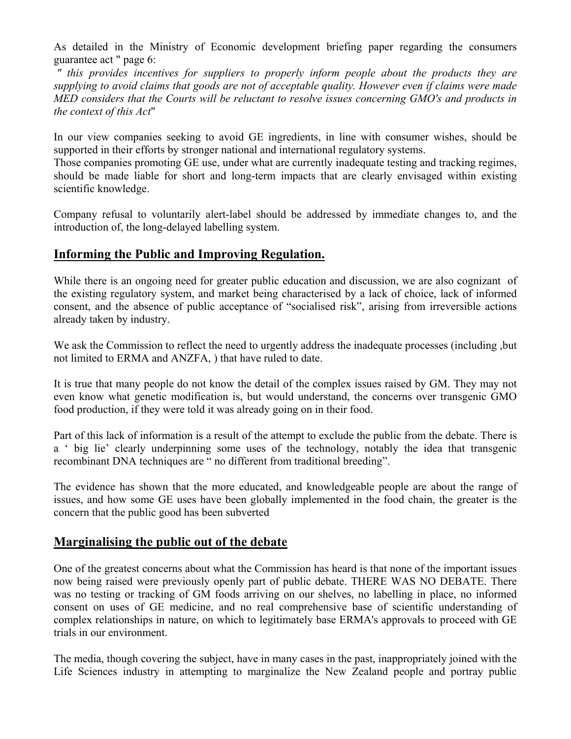As detailed in the Ministry of Economic development briefing paper regarding the consumers guarantee act " page 6:

*" this provides incentives for suppliers to properly inform people about the products they are supplying to avoid claims that goods are not of acceptable quality. However even if claims were made MED considers that the Courts will be reluctant to resolve issues concerning GMO's and products in the context of this Act*"

In our view companies seeking to avoid GE ingredients, in line with consumer wishes, should be supported in their efforts by stronger national and international regulatory systems.

Those companies promoting GE use, under what are currently inadequate testing and tracking regimes, should be made liable for short and long-term impacts that are clearly envisaged within existing scientific knowledge.

Company refusal to voluntarily alert-label should be addressed by immediate changes to, and the introduction of, the long-delayed labelling system.

## Informing the Public and Improving Regulation.

While there is an ongoing need for greater public education and discussion, we are also cognizant of the existing regulatory system, and market being characterised by a lack of choice, lack of informed consent, and the absence of public acceptance of "socialised risk", arising from irreversible actions already taken by industry.

We ask the Commission to reflect the need to urgently address the inadequate processes (including ,but not limited to ERMA and ANZFA, ) that have ruled to date.

It is true that many people do not know the detail of the complex issues raised by GM. They may not even know what genetic modification is, but would understand, the concerns over transgenic GMO food production, if they were told it was already going on in their food.

Part of this lack of information is a result of the attempt to exclude the public from the debate. There is a ' big lie' clearly underpinning some uses of the technology, notably the idea that transgenic recombinant DNA techniques are " no different from traditional breeding".

The evidence has shown that the more educated, and knowledgeable people are about the range of issues, and how some GE uses have been globally implemented in the food chain, the greater is the concern that the public good has been subverted

## Marginalising the public out of the debate

One of the greatest concerns about what the Commission has heard is that none of the important issues now being raised were previously openly part of public debate. THERE WAS NO DEBATE. There was no testing or tracking of GM foods arriving on our shelves, no labelling in place, no informed consent on uses of GE medicine, and no real comprehensive base of scientific understanding of complex relationships in nature, on which to legitimately base ERMA's approvals to proceed with GE trials in our environment.

The media, though covering the subject, have in many cases in the past, inappropriately joined with the Life Sciences industry in attempting to marginalize the New Zealand people and portray public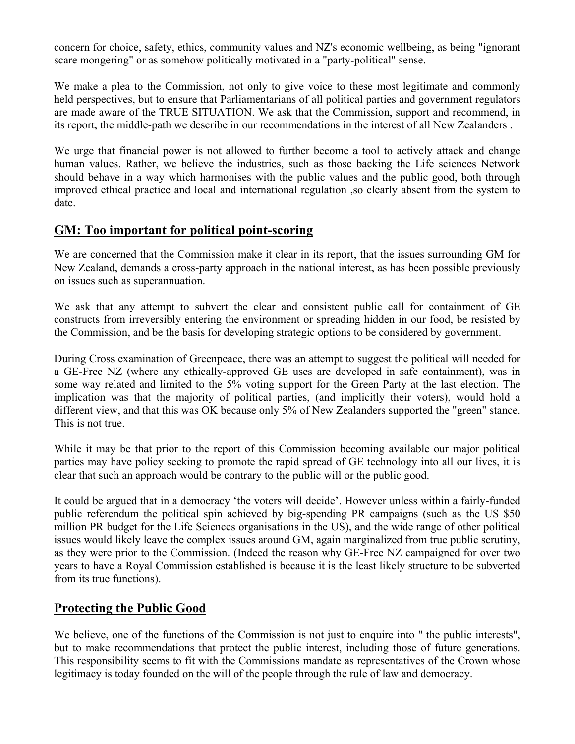concern for choice, safety, ethics, community values and NZ's economic wellbeing, as being "ignorant scare mongering" or as somehow politically motivated in a "party-political" sense.

We make a plea to the Commission, not only to give voice to these most legitimate and commonly held perspectives, but to ensure that Parliamentarians of all political parties and government regulators are made aware of the TRUE SITUATION. We ask that the Commission, support and recommend, in its report, the middle-path we describe in our recommendations in the interest of all New Zealanders .

We urge that financial power is not allowed to further become a tool to actively attack and change human values. Rather, we believe the industries, such as those backing the Life sciences Network should behave in a way which harmonises with the public values and the public good, both through improved ethical practice and local and international regulation ,so clearly absent from the system to date.

## GM: Too important for political point-scoring

We are concerned that the Commission make it clear in its report, that the issues surrounding GM for New Zealand, demands a cross-party approach in the national interest, as has been possible previously on issues such as superannuation.

We ask that any attempt to subvert the clear and consistent public call for containment of GE constructs from irreversibly entering the environment or spreading hidden in our food, be resisted by the Commission, and be the basis for developing strategic options to be considered by government.

During Cross examination of Greenpeace, there was an attempt to suggest the political will needed for a GE-Free NZ (where any ethically-approved GE uses are developed in safe containment), was in some way related and limited to the 5% voting support for the Green Party at the last election. The implication was that the majority of political parties, (and implicitly their voters), would hold a different view, and that this was OK because only 5% of New Zealanders supported the "green" stance. This is not true.

While it may be that prior to the report of this Commission becoming available our major political parties may have policy seeking to promote the rapid spread of GE technology into all our lives, it is clear that such an approach would be contrary to the public will or the public good.

It could be argued that in a democracy 'the voters will decide'. However unless within a fairly-funded public referendum the political spin achieved by big-spending PR campaigns (such as the US $50 million PR budget for the Life Sciences organisations in the US), and the wide range of other political issues would likely leave the complex issues around GM, again marginalized from true public scrutiny, as they were prior to the Commission. (Indeed the reason why GE-Free NZ campaigned for over two years to have a Royal Commission established is because it is the least likely structure to be subverted from its true functions).

## Protecting the Public Good

We believe, one of the functions of the Commission is not just to enquire into " the public interests", but to make recommendations that protect the public interest, including those of future generations. This responsibility seems to fit with the Commissions mandate as representatives of the Crown whose legitimacy is today founded on the will of the people through the rule of law and democracy.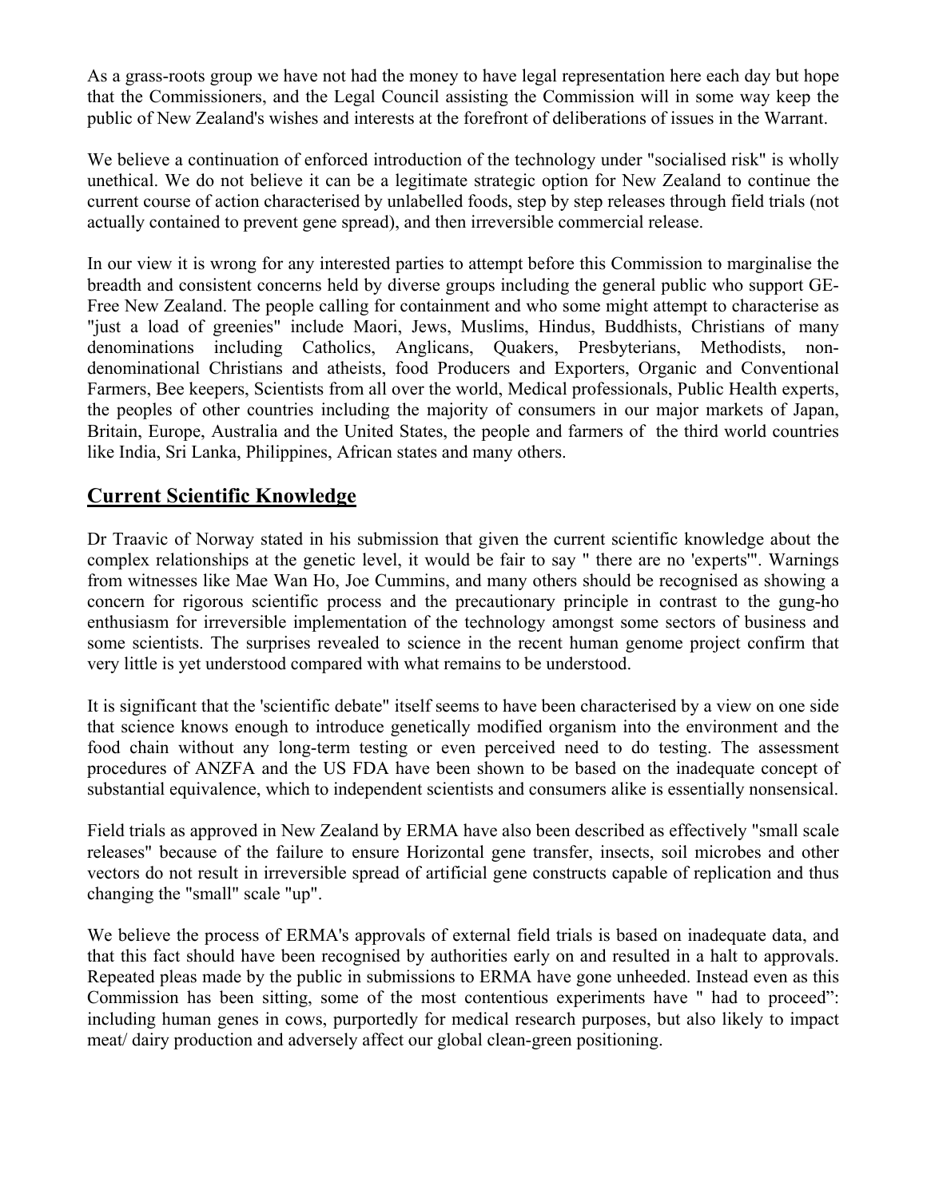As a grass-roots group we have not had the money to have legal representation here each day but hope that the Commissioners, and the Legal Council assisting the Commission will in some way keep the public of New Zealand's wishes and interests at the forefront of deliberations of issues in the Warrant.

We believe a continuation of enforced introduction of the technology under "socialised risk" is wholly unethical. We do not believe it can be a legitimate strategic option for New Zealand to continue the current course of action characterised by unlabelled foods, step by step releases through field trials (not actually contained to prevent gene spread), and then irreversible commercial release.

In our view it is wrong for any interested parties to attempt before this Commission to marginalise the breadth and consistent concerns held by diverse groups including the general public who support GE-Free New Zealand. The people calling for containment and who some might attempt to characterise as "just a load of greenies" include Maori, Jews, Muslims, Hindus, Buddhists, Christians of many denominations including Catholics, Anglicans, Quakers, Presbyterians, Methodists, non-denominational Christians and atheists, food Producers and Exporters, Organic and Conventional Farmers, Bee keepers, Scientists from all over the world, Medical professionals, Public Health experts, the peoples of other countries including the majority of consumers in our major markets of Japan, Britain, Europe, Australia and the United States, the people and farmers of the third world countries like India, Sri Lanka, Philippines, African states and many others.

## Current Scientific Knowledge

Dr Traavic of Norway stated in his submission that given the current scientific knowledge about the complex relationships at the genetic level, it would be fair to say " there are no 'experts'". Warnings from witnesses like Mae Wan Ho, Joe Cummins, and many others should be recognised as showing a concern for rigorous scientific process and the precautionary principle in contrast to the gung-ho enthusiasm for irreversible implementation of the technology amongst some sectors of business and some scientists. The surprises revealed to science in the recent human genome project confirm that very little is yet understood compared with what remains to be understood.

It is significant that the 'scientific debate" itself seems to have been characterised by a view on one side that science knows enough to introduce genetically modified organism into the environment and the food chain without any long-term testing or even perceived need to do testing. The assessment procedures of ANZFA and the US FDA have been shown to be based on the inadequate concept of substantial equivalence, which to independent scientists and consumers alike is essentially nonsensical.

Field trials as approved in New Zealand by ERMA have also been described as effectively "small scale releases" because of the failure to ensure Horizontal gene transfer, insects, soil microbes and other vectors do not result in irreversible spread of artificial gene constructs capable of replication and thus changing the "small" scale "up".

We believe the process of ERMA's approvals of external field trials is based on inadequate data, and that this fact should have been recognised by authorities early on and resulted in a halt to approvals. Repeated pleas made by the public in submissions to ERMA have gone unheeded. Instead even as this Commission has been sitting, some of the most contentious experiments have " had to proceed": including human genes in cows, purportedly for medical research purposes, but also likely to impact meat/ dairy production and adversely affect our global clean-green positioning.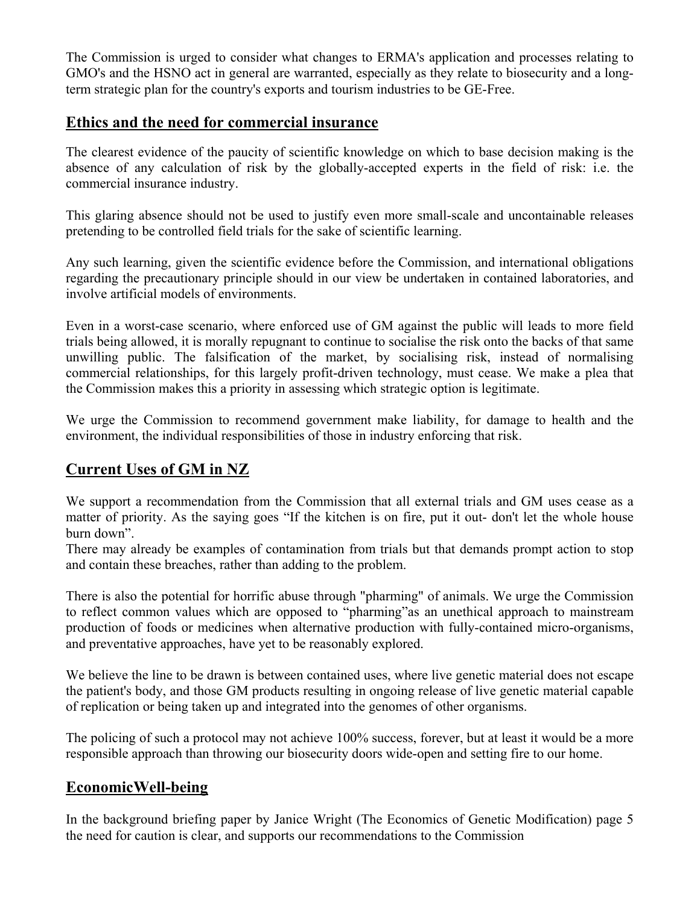The Commission is urged to consider what changes to ERMA's application and processes relating to GMO's and the HSNO act in general are warranted, especially as they relate to biosecurity and a long-term strategic plan for the country's exports and tourism industries to be GE-Free.

## Ethics and the need for commercial insurance

The clearest evidence of the paucity of scientific knowledge on which to base decision making is the absence of any calculation of risk by the globally-accepted experts in the field of risk: i.e. the commercial insurance industry.

This glaring absence should not be used to justify even more small-scale and uncontainable releases pretending to be controlled field trials for the sake of scientific learning.

Any such learning, given the scientific evidence before the Commission, and international obligations regarding the precautionary principle should in our view be undertaken in contained laboratories, and involve artificial models of environments.

Even in a worst-case scenario, where enforced use of GM against the public will leads to more field trials being allowed, it is morally repugnant to continue to socialise the risk onto the backs of that same unwilling public. The falsification of the market, by socialising risk, instead of normalising commercial relationships, for this largely profit-driven technology, must cease. We make a plea that the Commission makes this a priority in assessing which strategic option is legitimate.

We urge the Commission to recommend government make liability, for damage to health and the environment, the individual responsibilities of those in industry enforcing that risk.

## Current Uses of GM in NZ

We support a recommendation from the Commission that all external trials and GM uses cease as a matter of priority. As the saying goes "If the kitchen is on fire, put it out- don't let the whole house burn down".
There may already be examples of contamination from trials but that demands prompt action to stop and contain these breaches, rather than adding to the problem.

There is also the potential for horrific abuse through "pharming" of animals. We urge the Commission to reflect common values which are opposed to "pharming"as an unethical approach to mainstream production of foods or medicines when alternative production with fully-contained micro-organisms, and preventative approaches, have yet to be reasonably explored.

We believe the line to be drawn is between contained uses, where live genetic material does not escape the patient's body, and those GM products resulting in ongoing release of live genetic material capable of replication or being taken up and integrated into the genomes of other organisms.

The policing of such a protocol may not achieve 100% success, forever, but at least it would be a more responsible approach than throwing our biosecurity doors wide-open and setting fire to our home.

## EconomicWell-being

In the background briefing paper by Janice Wright (The Economics of Genetic Modification) page 5 the need for caution is clear, and supports our recommendations to the Commission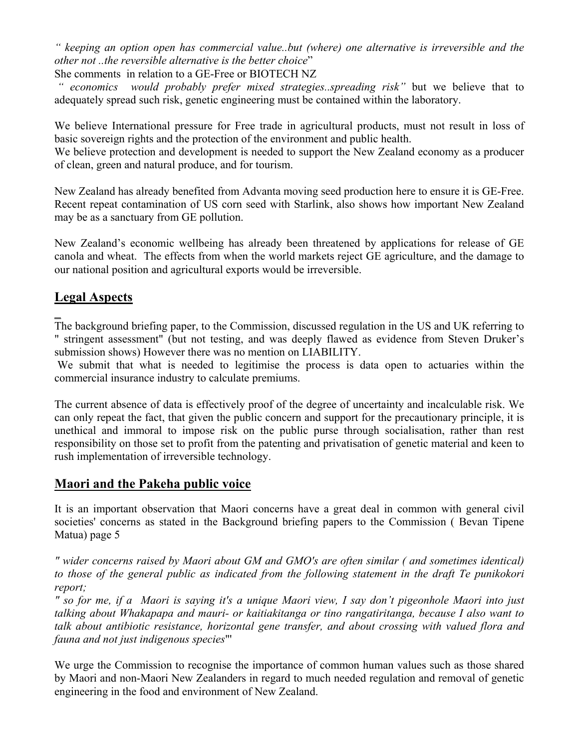*" keeping an option open has commercial value..but (where) one alternative is irreversible and the other not ..the reversible alternative is the better choice*"

She comments in relation to a GE-Free or BIOTECH NZ

*" economics would probably prefer mixed strategies..spreading risk"* but we believe that to adequately spread such risk, genetic engineering must be contained within the laboratory.

We believe International pressure for Free trade in agricultural products, must not result in loss of basic sovereign rights and the protection of the environment and public health.

We believe protection and development is needed to support the New Zealand economy as a producer of clean, green and natural produce, and for tourism.

New Zealand has already benefited from Advanta moving seed production here to ensure it is GE-Free. Recent repeat contamination of US corn seed with Starlink, also shows how important New Zealand may be as a sanctuary from GE pollution.

New Zealand's economic wellbeing has already been threatened by applications for release of GE canola and wheat. The effects from when the world markets reject GE agriculture, and the damage to our national position and agricultural exports would be irreversible.

## Legal Aspects

The background briefing paper, to the Commission, discussed regulation in the US and UK referring to " stringent assessment" (but not testing, and was deeply flawed as evidence from Steven Druker's submission shows) However there was no mention on LIABILITY.

We submit that what is needed to legitimise the process is data open to actuaries within the commercial insurance industry to calculate premiums.

The current absence of data is effectively proof of the degree of uncertainty and incalculable risk. We can only repeat the fact, that given the public concern and support for the precautionary principle, it is unethical and immoral to impose risk on the public purse through socialisation, rather than rest responsibility on those set to profit from the patenting and privatisation of genetic material and keen to rush implementation of irreversible technology.

## Maori and the Pakeha public voice

It is an important observation that Maori concerns have a great deal in common with general civil societies' concerns as stated in the Background briefing papers to the Commission ( Bevan Tipene Matua) page 5

*" wider concerns raised by Maori about GM and GMO's are often similar ( and sometimes identical) to those of the general public as indicated from the following statement in the draft Te punikokori report;*

*" so for me, if a Maori is saying it's a unique Maori view, I say don't pigeonhole Maori into just talking about Whakapapa and mauri- or kaitiakitanga or tino rangatiritanga, because I also want to talk about antibiotic resistance, horizontal gene transfer, and about crossing with valued flora and fauna and not just indigenous species*"'

We urge the Commission to recognise the importance of common human values such as those shared by Maori and non-Maori New Zealanders in regard to much needed regulation and removal of genetic engineering in the food and environment of New Zealand.